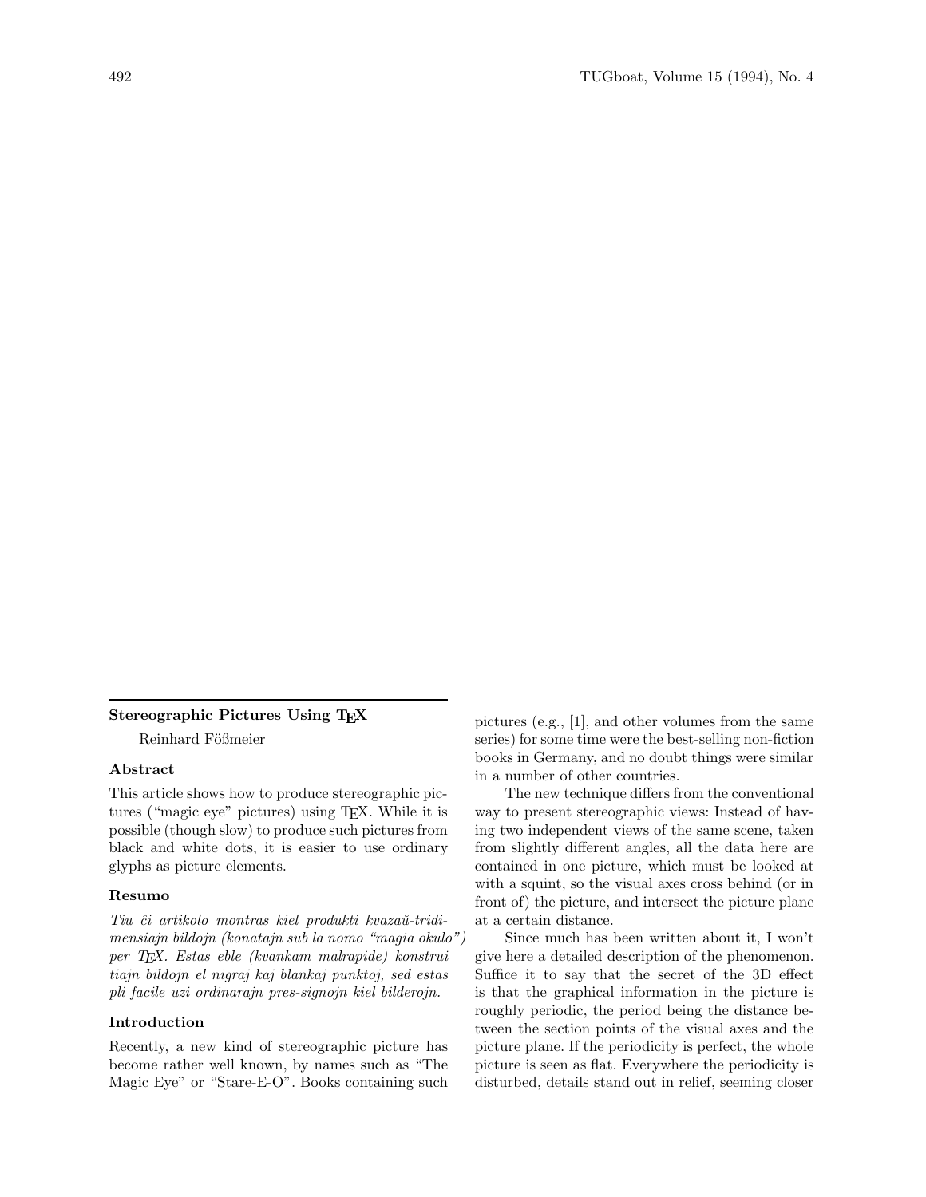## Stereographic Pictures Using TEX

Reinhard Fößmeier

### Abstract

This article shows how to produce stereographic pictures ("magic eye" pictures) using TEX. While it is possible (though slow) to produce such pictures from black and white dots, it is easier to use ordinary glyphs as picture elements.

### Resumo

*Tiu ĉi artikolo montras kiel produkti kvazaŭ-tridimensiajn bildojn (konatajn sub la nomo "magia okulo") per TEX. Estas eble (kvankam malrapide) konstrui tiajn bildojn el nigraj kaj blankaj punktoj, sed estas pli facile uzi ordinarajn pres-signojn kiel bilderojn.*

### Introduction

Recently, a new kind of stereographic picture has become rather well known, by names such as "The Magic Eye" or "Stare-E-O". Books containing such pictures (e.g., [1], and other volumes from the same series) for some time were the best-selling non-fiction books in Germany, and no doubt things were similar in a number of other countries.

The new technique differs from the conventional way to present stereographic views: Instead of having two independent views of the same scene, taken from slightly different angles, all the data here are contained in one picture, which must be looked at with a squint, so the visual axes cross behind (or in front of) the picture, and intersect the picture plane at a certain distance.

Since much has been written about it, I won't give here a detailed description of the phenomenon. Suffice it to say that the secret of the 3D effect is that the graphical information in the picture is roughly periodic, the period being the distance between the section points of the visual axes and the picture plane. If the periodicity is perfect, the whole picture is seen as flat. Everywhere the periodicity is disturbed, details stand out in relief, seeming closer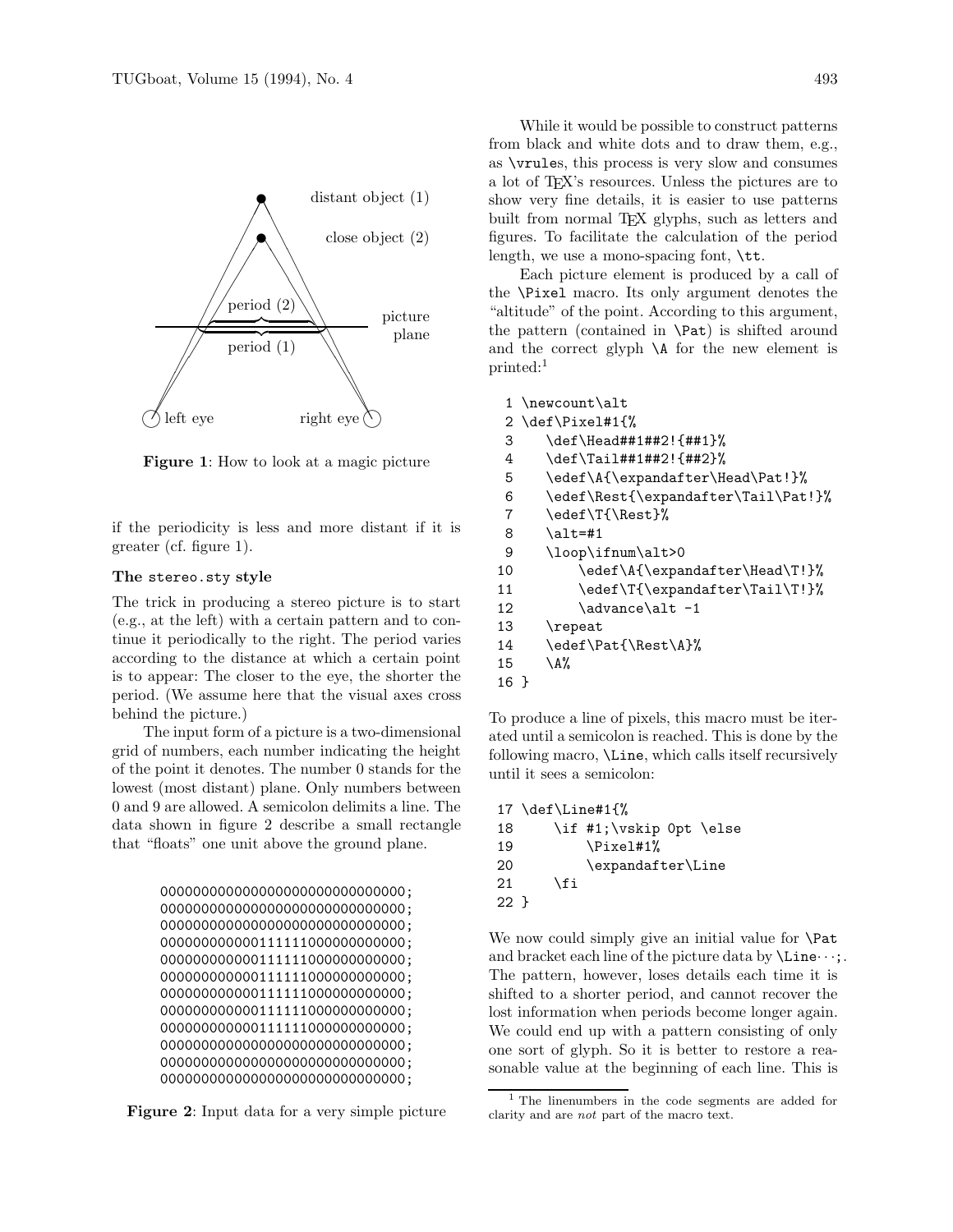Figure 1: How to look at a magic picture

if the periodicity is less and more distant if it is greater (cf. figure 1).

### The stereo.sty style

The trick in producing a stereo picture is to start (e.g., at the left) with a certain pattern and to continue it periodically to the right. The period varies according to the distance at which a certain point is to appear: The closer to the eye, the shorter the period. (We assume here that the visual axes cross behind the picture.)

The input form of a picture is a two-dimensional grid of numbers, each number indicating the height of the point it denotes. The number 0 stands for the lowest (most distant) plane. Only numbers between 0 and 9 are allowed. A semicolon delimits a line. The data shown in figure 2 describe a small rectangle that "floats" one unit above the ground plane.

```
000000000000000000000000000000;
000000000000000000000000000000;
000000000000000000000000000000;
000000000000111111000000000000;
000000000000111111000000000000;
000000000000111111000000000000;
000000000000111111000000000000;
000000000000111111000000000000;
000000000000111111000000000000;
000000000000000000000000000000;
000000000000000000000000000000;
000000000000000000000000000000;
```

**Figure 2**: Input data for a very simple picture

While it would be possible to construct patterns from black and white dots and to draw them, e.g., as \vrules, this process is very slow and consumes a lot of TeX's resources. Unless the pictures are to show very fine details, it is easier to use patterns built from normal TeX glyphs, such as letters and figures. To facilitate the calculation of the period length, we use a mono-spacing font, \tt.

Each picture element is produced by a call of the \Pixel macro. Its only argument denotes the "altitude" of the point. According to this argument, the pattern (contained in \Pat) is shifted around and the correct glyph \A for the new element is printed:[1]

```
 1 \newcount\alt
 2 \def\Pixel#1{%
 3    \def\Head##1##2!{##1}%
 4    \def\Tail##1##2!{##2}%
 5    \edef\A{\expandafter\Head\Pat!}%
 6    \edef\Rest{\expandafter\Tail\Pat!}%
 7    \edef\T{\Rest}%
 8    \alt=#1
 9    \loop\ifnum\alt>0
10        \edef\A{\expandafter\Head\T!}%
11        \edef\T{\expandafter\Tail\T!}%
12        \advance\alt -1
13    \repeat
14    \edef\Pat{\Rest\A}%
15    \A%
16 }
```

To produce a line of pixels, this macro must be iterated until a semicolon is reached. This is done by the following macro, \Line, which calls itself recursively until it sees a semicolon:

```
17 \def\Line#1{%
18     \if #1;\vskip 0pt \else
19         \Pixel#1%
20         \expandafter\Line
21     \fi
22 }
```

We now could simply give an initial value for \Pat and bracket each line of the picture data by \Line···;. The pattern, however, loses details each time it is shifted to a shorter period, and cannot recover the lost information when periods become longer again. We could end up with a pattern consisting of only one sort of glyph. So it is better to restore a reasonable value at the beginning of each line. This is

[1] The linenumbers in the code segments are added for clarity and are *not* part of the macro text.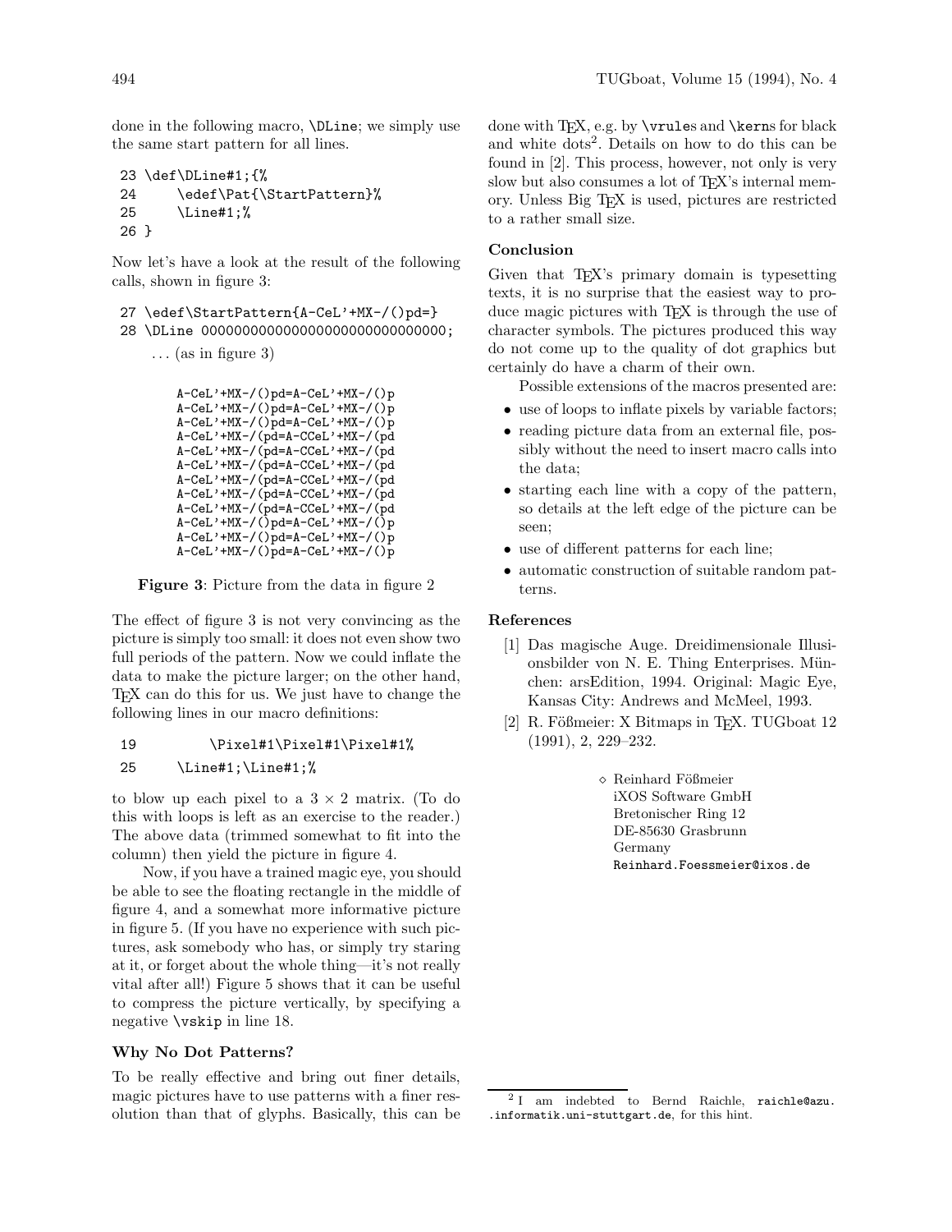done in the following macro, `\DLine`; we simply use the same start pattern for all lines.

```
23 \def\DLine#1;{%
24     \edef\Pat{\StartPattern}%
25     \Line#1;%
26 }
```

Now let's have a look at the result of the following calls, shown in figure 3:

```
27 \edef\StartPattern{A-CeL'+MX-/()pd=}
28 \DLine 00000000000000000000000000000;
```

... (as in figure 3)

```
A-CeL'+MX-/()pd=A-CeL'+MX-/()p
A-CeL'+MX-/()pd=A-CeL'+MX-/()p
A-CeL'+MX-/()pd=A-CeL'+MX-/()p
A-CeL'+MX-/(pd=A-CCeL'+MX-/(pd
A-CeL'+MX-/(pd=A-CCeL'+MX-/(pd
A-CeL'+MX-/(pd=A-CCeL'+MX-/(pd
A-CeL'+MX-/(pd=A-CCeL'+MX-/(pd
A-CeL'+MX-/(pd=A-CCeL'+MX-/(pd
A-CeL'+MX-/(pd=A-CCeL'+MX-/(pd
A-CeL'+MX-/()pd=A-CeL'+MX-/()p
A-CeL'+MX-/()pd=A-CeL'+MX-/()p
A-CeL'+MX-/()pd=A-CeL'+MX-/()p
```

**Figure 3**: Picture from the data in figure 2

The effect of figure 3 is not very convincing as the picture is simply too small: it does not even show two full periods of the pattern. Now we could inflate the data to make the picture larger; on the other hand, TEX can do this for us. We just have to change the following lines in our macro definitions:

```
19          \Pixel#1\Pixel#1\Pixel#1%
25     \Line#1;\Line#1;%
```

to blow up each pixel to a $3 \times 2$ matrix. (To do this with loops is left as an exercise to the reader.) The above data (trimmed somewhat to fit into the column) then yield the picture in figure 4.

Now, if you have a trained magic eye, you should be able to see the floating rectangle in the middle of figure 4, and a somewhat more informative picture in figure 5. (If you have no experience with such pictures, ask somebody who has, or simply try staring at it, or forget about the whole thing—it's not really vital after all!) Figure 5 shows that it can be useful to compress the picture vertically, by specifying a negative `\vskip` in line 18.

### Why No Dot Patterns?

To be really effective and bring out finer details, magic pictures have to use patterns with a finer resolution than that of glyphs. Basically, this can be done with TEX, e.g. by `\vrule`s and `\kern`s for black and white dots[2]. Details on how to do this can be found in [2]. This process, however, not only is very slow but also consumes a lot of TEX's internal memory. Unless Big TEX is used, pictures are restricted to a rather small size.

### Conclusion

Given that TEX's primary domain is typesetting texts, it is no surprise that the easiest way to produce magic pictures with TEX is through the use of character symbols. The pictures produced this way do not come up to the quality of dot graphics but certainly do have a charm of their own.

Possible extensions of the macros presented are:

- use of loops to inflate pixels by variable factors;
- reading picture data from an external file, possibly without the need to insert macro calls into the data;
- starting each line with a copy of the pattern, so details at the left edge of the picture can be seen;
- use of different patterns for each line;
- automatic construction of suitable random patterns.

### References

[1] Das magische Auge. Dreidimensionale Illusionsbilder von N. E. Thing Enterprises. München: arsEdition, 1994. Original: Magic Eye, Kansas City: Andrews and McMeel, 1993.

[2] R. Fößmeier: X Bitmaps in TEX. TUGboat 12 (1991), 2, 229–232.

◇ Reinhard Fößmeier
iXOS Software GmbH
Bretonischer Ring 12
DE-85630 Grasbrunn
Germany
`Reinhard.Foessmeier@ixos.de`

---

[2] I am indebted to Bernd Raichle, `raichle@azu.informatik.uni-stuttgart.de`, for this hint.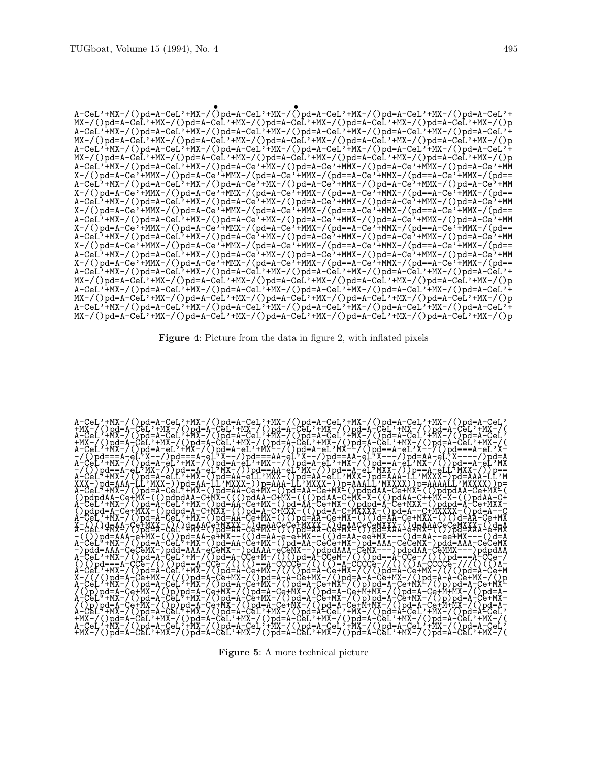```
A-CeL'+MX-/()pd=A-CeL'+MX-/()pd=A-CeL'+MX-/()pd=A-CeL'+MX-/()pd=A-CeL'+MX-/()pd=A-CeL'+
MX-/()pd=A-CeL'+MX-/()pd=A-CeL'+MX-/()pd=A-CeL'+MX-/()pd=A-CeL'+MX-/()pd=A-CeL'+MX-/()p
A-CeL'+MX-/()pd=A-CeL'+MX-/()pd=A-CeL'+MX-/()pd=A-CeL'+MX-/()pd=A-CeL'+MX-/()pd=A-CeL'+
MX-/()pd=A-CeL'+MX-/()pd=A-CeL'+MX-/()pd=A-CeL'+MX-/()pd=A-CeL'+MX-/()pd=A-CeL'+MX-/()p
A-CeL'+MX-/()pd=A-CeL'+MX-/()pd=A-CeL'+MX-/()pd=A-CeL'+MX-/()pd=A-CeL'+MX-/()pd=A-CeL'+
MX-/()pd=A-CeL'+MX-/()pd=A-CeL'+MX-/()pd=A-CeL'+MX-/()pd=A-CeL'+MX-/()pd=A-CeL'+MX-/()p
A-CeL'+MX-/()pd=A-CeL'+MX-/()pd=A-Ce'+MX-/()pd=A-Ce'+MMX-/()pd=A-Ce'+MMX-/()pd=A-Ce'+MM
X-/()pd=A-Ce'+MMX-/()pd=A-Ce'+MMX-/(pd=A-Ce'+MMX-/(pd==A-Ce'+MMX-/(pd==A-Ce'+MMX-/(pd==
A-CeL'+MX-/()pd=A-CeL'+MX-/()pd=A-Ce'+MX-/()pd=A-Ce'+MMX-/()pd=A-Ce'+MMX-/()pd=A-Ce'+MM
X-/()pd=A-Ce'+MMX-/()pd=A-Ce'+MMX-/(pd=A-Ce'+MMX-/(pd==A-Ce'+MMX-/(pd==A-Ce'+MMX-/(pd==
A-CeL'+MX-/()pd=A-CeL'+MX-/()pd=A-Ce'+MX-/()pd=A-Ce'+MMX-/()pd=A-Ce'+MMX-/()pd=A-Ce'+MM
X-/()pd=A-Ce'+MMX-/()pd=A-Ce'+MMX-/(pd=A-Ce'+MMX-/(pd==A-Ce'+MMX-/(pd==A-Ce'+MMX-/(pd==
A-CeL'+MX-/()pd=A-CeL'+MX-/()pd=A-Ce'+MX-/()pd=A-Ce'+MMX-/()pd=A-Ce'+MMX-/()pd=A-Ce'+MM
X-/()pd=A-Ce'+MMX-/()pd=A-Ce'+MMX-/(pd=A-Ce'+MMX-/(pd==A-Ce'+MMX-/(pd==A-Ce'+MMX-/(pd==
A-CeL'+MX-/()pd=A-CeL'+MX-/()pd=A-Ce'+MX-/()pd=A-Ce'+MMX-/()pd=A-Ce'+MMX-/()pd=A-Ce'+MM
X-/()pd=A-Ce'+MMX-/()pd=A-Ce'+MMX-/(pd=A-Ce'+MMX-/(pd==A-Ce'+MMX-/(pd==A-Ce'+MMX-/(pd==
A-CeL'+MX-/()pd=A-CeL'+MX-/()pd=A-Ce'+MX-/()pd=A-Ce'+MMX-/()pd=A-Ce'+MMX-/()pd=A-Ce'+MM
X-/()pd=A-Ce'+MMX-/()pd=A-Ce'+MMX-/(pd=A-Ce'+MMX-/(pd==A-Ce'+MMX-/(pd==A-Ce'+MMX-/(pd==
A-CeL'+MX-/()pd=A-CeL'+MX-/()pd=A-CeL'+MX-/()pd=A-CeL'+MX-/()pd=A-CeL'+MX-/()pd=A-CeL'+
MX-/()pd=A-CeL'+MX-/()pd=A-CeL'+MX-/()pd=A-CeL'+MX-/()pd=A-CeL'+MX-/()pd=A-CeL'+MX-/()p
A-CeL'+MX-/()pd=A-CeL'+MX-/()pd=A-CeL'+MX-/()pd=A-CeL'+MX-/()pd=A-CeL'+MX-/()pd=A-CeL'+
MX-/()pd=A-CeL'+MX-/()pd=A-CeL'+MX-/()pd=A-CeL'+MX-/()pd=A-CeL'+MX-/()pd=A-CeL'+MX-/()p
A-CeL'+MX-/()pd=A-CeL'+MX-/()pd=A-CeL'+MX-/()pd=A-CeL'+MX-/()pd=A-CeL'+MX-/()pd=A-CeL'+
MX-/()pd=A-CeL'+MX-/()pd=A-CeL'+MX-/()pd=A-CeL'+MX-/()pd=A-CeL'+MX-/()pd=A-CeL'+MX-/()p
```

**Figure 4**: Picture from the data in figure 2, with inflated pixels

```
A-CeL'+MX-/()pd=A-CeL'+MX-/()pd=A-CeL'+MX-/()pd=A-CeL'+MX-/()pd=A-CeL'+MX-/()pd=A-CeL'
+MX-/()pd=A-CeL'+MX-/()pd=A-CeL'+MX-/()pd=A-CeL'+MX-/()pd=A-CeL'+MX-/()pd=A-CeL'+MX-/(
A-CeL'+MX-/()pd=A-CeL'+MX-/()pd=A-CeL'+MX-/()pd=A-CeL'+MX-/()pd=A-CeL'+MX-/()pd=A-CeL'
+MX-/()pd=A-CeL'+MX-/()pd=A-CeL'+MX-/()pd=A-CeL'+MX-/()pd=A-CeL'+MX-/()pd=A-CeL'+MX-/(
A-CeL'+MX-/()pd=A-eL'+MX-/()pd=A-eL'+MX--/()pd=A-eL'MX--/()pd==A-eL'X--/()pd===A-eL'X-
-/()pd===A-eL'X--/)pd===A-eL'X--/)pd===AA-eL'X--/)pd===AA-eL'X---/)pd=AA-eL'X----/)pd=A
A-CeL'+MX-/()pd=A-eL'+MX-/()pd=A-eL'+MX--/()pd=A-eL'+MX-/()pd==A-eL'MX-/())pd==A-eL'MX
-/())pd==A-eL'MX-/))pd==A-eL'MX-/))pd==AA-eL'MX-/))pd==A-eL'MXX-/))p==A-eLL'MXX-/))p==
A-CeL'+MX-/()pd=A-eLL'+MX-()pd=AA-eLL'MXX-()pd=AA-eLL'MXX-)pd=AAA-LL'MXXX-)pd=AAA-LL'M
XXX-)pd=AAA-LL'MXX-))pd=AA-LL'MXXX-))p=AAA-LL'MXXX-))p=AAALL'MXXXX))p=AAAALL'MXXXX))p=
A-CeL'+MX-/()pd=A-CeL'+MX-()pd=AA-Ce+MX-()pd=AA-Ce+MX-()pdpdAA-Ce+MX-(()pdpdAA-Ce+MX-(
()pdpdAA-Ce+MX-(()pdpdAA-C+MX-((()pdAA-C+MX-((()pdAA-C+MX-X-(()pdAA-C++MX-X-(()pdAA-C+
A-CeL'+MX-/()pd=A-CeL'+MX-()pd=AA-Ce+MX-()pd=AA-Ce+MX-()pdpd=A-Ce+MXX-()pdpd=A-Ce+MXX-
()pdpd=A-Ce+MXX-()pdpd=A-C+MXX-(()pd=A-C+MXX-(()pd=A-C+MXXX-()pd=A--C+MXXX-()pd=A--C
A-CeL'+MX-/()pd=A-CeL'+MX-()pd=AA-Ce+MX-()()pd=AA-Ce+MX-()()d=AA-Ce+MXX-()()d=AA-Ce+MX
X-()()d=AA-Ce+MXX-()()d=AACe+MXXX-()d=AACeCe+MXXX-()d=AACeCeMXXX-()d=AAACeCeMXXX-()d=A
A-CeL'+MX-/()pd=A-CeL'+MX-()pd=AA-Ce+MX-()pd=AA-Ce+MX-()pd=AAA-e+MX-(())pd=AAA-e+MX
-(())pd=AAA-e+MX-(())pd=AA-e+MX--(()d=AA-e-e+MX--(()d=AA-ee+MX---()d=AA--ee+MX---()d=A
A-CeL'+MX-/()pd=A-CeL'+MX-()pd=AA-Ce+MX-()pd=AA-CeCe+MX-)pd=AAA-CeCeMX-)pdd=AAA-CeCeMX
-)pdd=AAA-CeCeMX-)pdd=AAA-eCeMX--)pdAAA-eCeMX--)pdpdAAA-CeMX---)pdpdAA-CeMMX---)pdpdAA
A-CeL'+MX-/()pd=A-CeL'+M-/()pd=A-CCe+M-/()()pd=A-CCeM-/()()pd==A-CCe-/()()pd===A-CCe-/
()()pd===A-CCe-/()()pd=A-CCe-/()(()==A-CCCCe-/()(()=A-CCCCe-//()(()A-CCCCe-///()(()A-
A-CeL'+MX-/()pd=A-CeL'+MX-/()pd=A-Ce+MX-/()pd=A-Ce+MX-/(/()pd=A-Ce+MX-/(/()pd=A-Ce+M
X-/(/()pd=A-Ce+MX-/(/()pd=A-Ce+MX-/()pd=A-A-Ce+MX-/()pd=A-A-Ce+MX-/()pd=A-A-Ce+MX-/()p
A-CeL'+MX-/()pd=A-CeL'+MX-/()pd=A-Ce+MX-/()pd=A-Ce+MX-/()p)pd=A-Ce+MX-/()p)pd=A-Ce+MX-
/()p)pd=A-Ce+MX-/()p)pd=A-Ce+MX-/()pd=A-Ce+MX-/()pd=A-Ce+M+MX-/()pd=A-Ce+M+MX-/()pd=A-
A-CeL'+MX-/()pd=A-CeL'+MX-/()pd=A-Ce+MX-/()pd=A-Ce+MX-/()p)pd=A-Ce+MX-/()p)pd=A-Ce+MX-
/()p)pd=A-Ce+MX-/()p)pd=A-Ce+MX-/()pd=A-Ce+MX-/()pd=A-Ce+M+MX-/()pd=A-Ce+M+MX-/()pd=A-
A-CeL'+MX-/()pd=A-CeL'+MX-/()pd=A-CeL'+MX-/()pd=A-CeL'+MX-/()pd=A-CeL'+MX-/()pd=A-CeL'
+MX-/()pd=A-CeL'+MX-/()pd=A-CeL'+MX-/()pd=A-CeL'+MX-/()pd=A-CeL'+MX-/()pd=A-CeL'+MX-/(
A-CeL'+MX-/()pd=A-CeL'+MX-/()pd=A-CeL'+MX-/()pd=A-CeL'+MX-/()pd=A-CeL'+MX-/()pd=A-CeL'
+MX-/()pd=A-CeL'+MX-/()pd=A-CeL'+MX-/()pd=A-CeL'+MX-/()pd=A-CeL'+MX-/()pd=A-CeL'+MX-/(
```

**Figure 5**: A more technical picture